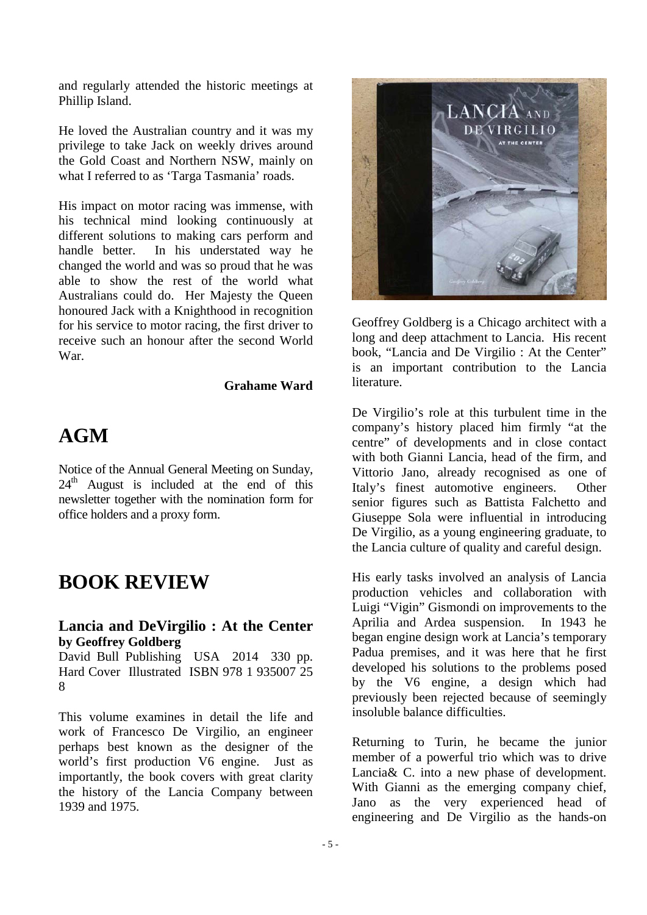and regularly attended the historic meetings at Phillip Island.

He loved the Australian country and it was my privilege to take Jack on weekly drives around the Gold Coast and Northern NSW, mainly on what I referred to as 'Targa Tasmania' roads.

His impact on motor racing was immense, with his technical mind looking continuously at different solutions to making cars perform and handle better. In his understated way he changed the world and was so proud that he was able to show the rest of the world what Australians could do. Her Majesty the Queen honoured Jack with a Knighthood in recognition for his service to motor racing, the first driver to receive such an honour after the second World War.

**Grahame Ward**

# AGM

Notice of the Annual General Meeting on Sunday, 24th August is included at the end of this newsletter together with the nomination form for office holders and a proxy form.

# BOOK REVIEW

## Lancia and DeVirgilio : At the Center
**by Geoffrey Goldberg**

David Bull Publishing USA 2014 330 pp. Hard Cover Illustrated ISBN 978 1 935007 25 8

This volume examines in detail the life and work of Francesco De Virgilio, an engineer perhaps best known as the designer of the world's first production V6 engine. Just as importantly, the book covers with great clarity the history of the Lancia Company between 1939 and 1975.

Geoffrey Goldberg is a Chicago architect with a long and deep attachment to Lancia. His recent book, "Lancia and De Virgilio : At the Center" is an important contribution to the Lancia literature.

De Virgilio's role at this turbulent time in the company's history placed him firmly "at the centre" of developments and in close contact with both Gianni Lancia, head of the firm, and Vittorio Jano, already recognised as one of Italy's finest automotive engineers. Other senior figures such as Battista Falchetto and Giuseppe Sola were influential in introducing De Virgilio, as a young engineering graduate, to the Lancia culture of quality and careful design.

His early tasks involved an analysis of Lancia production vehicles and collaboration with Luigi "Vigin" Gismondi on improvements to the Aprilia and Ardea suspension. In 1943 he began engine design work at Lancia's temporary Padua premises, and it was here that he first developed his solutions to the problems posed by the V6 engine, a design which had previously been rejected because of seemingly insoluble balance difficulties.

Returning to Turin, he became the junior member of a powerful trio which was to drive Lancia& C. into a new phase of development. With Gianni as the emerging company chief, Jano as the very experienced head of engineering and De Virgilio as the hands-on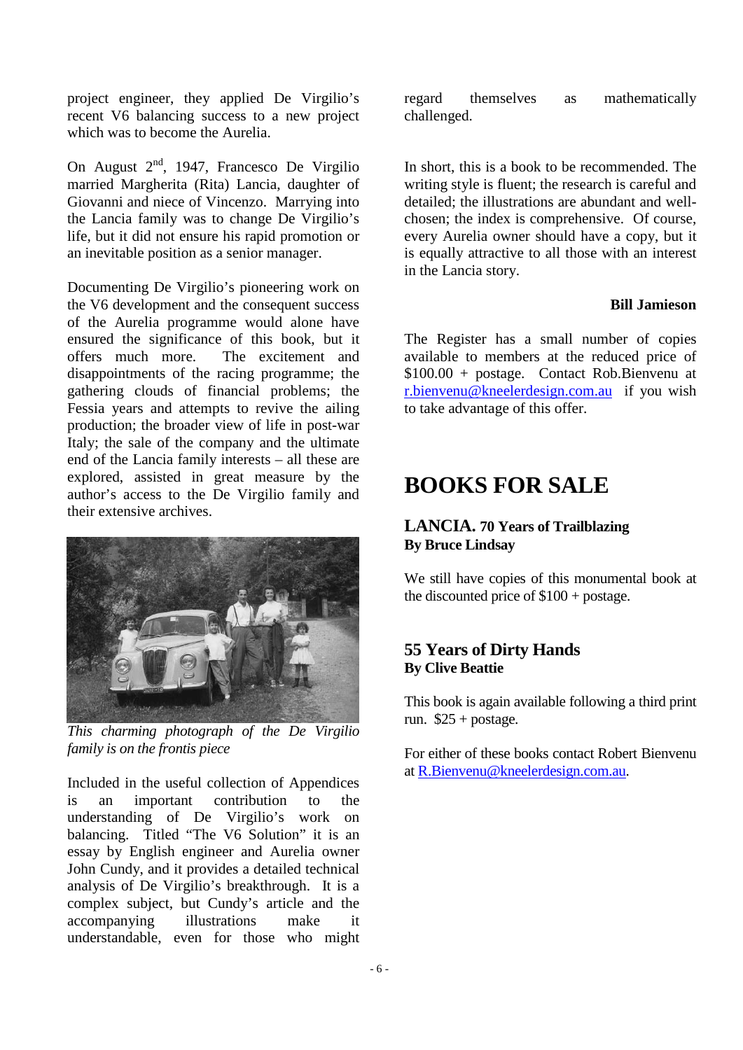project engineer, they applied De Virgilio's recent V6 balancing success to a new project which was to become the Aurelia.

On August 2nd, 1947, Francesco De Virgilio married Margherita (Rita) Lancia, daughter of Giovanni and niece of Vincenzo. Marrying into the Lancia family was to change De Virgilio's life, but it did not ensure his rapid promotion or an inevitable position as a senior manager.

Documenting De Virgilio's pioneering work on the V6 development and the consequent success of the Aurelia programme would alone have ensured the significance of this book, but it offers much more. The excitement and disappointments of the racing programme; the gathering clouds of financial problems; the Fessia years and attempts to revive the ailing production; the broader view of life in post-war Italy; the sale of the company and the ultimate end of the Lancia family interests – all these are explored, assisted in great measure by the author's access to the De Virgilio family and their extensive archives.

*This charming photograph of the De Virgilio family is on the frontis piece*

Included in the useful collection of Appendices is an important contribution to the understanding of De Virgilio's work on balancing. Titled "The V6 Solution" it is an essay by English engineer and Aurelia owner John Cundy, and it provides a detailed technical analysis of De Virgilio's breakthrough. It is a complex subject, but Cundy's article and the accompanying illustrations make it understandable, even for those who might regard themselves as mathematically challenged.

In short, this is a book to be recommended. The writing style is fluent; the research is careful and detailed; the illustrations are abundant and well-chosen; the index is comprehensive. Of course, every Aurelia owner should have a copy, but it is equally attractive to all those with an interest in the Lancia story.

**Bill Jamieson**

The Register has a small number of copies available to members at the reduced price of $100.00 + postage. Contact Rob.Bienvenu at r.bienvenu@kneelerdesign.com.au if you wish to take advantage of this offer.

# BOOKS FOR SALE

### LANCIA. 70 Years of Trailblazing
**By Bruce Lindsay**

We still have copies of this monumental book at the discounted price of $100 + postage.

### 55 Years of Dirty Hands
**By Clive Beattie**

This book is again available following a third print run. $25 + postage.

For either of these books contact Robert Bienvenu at R.Bienvenu@kneelerdesign.com.au.